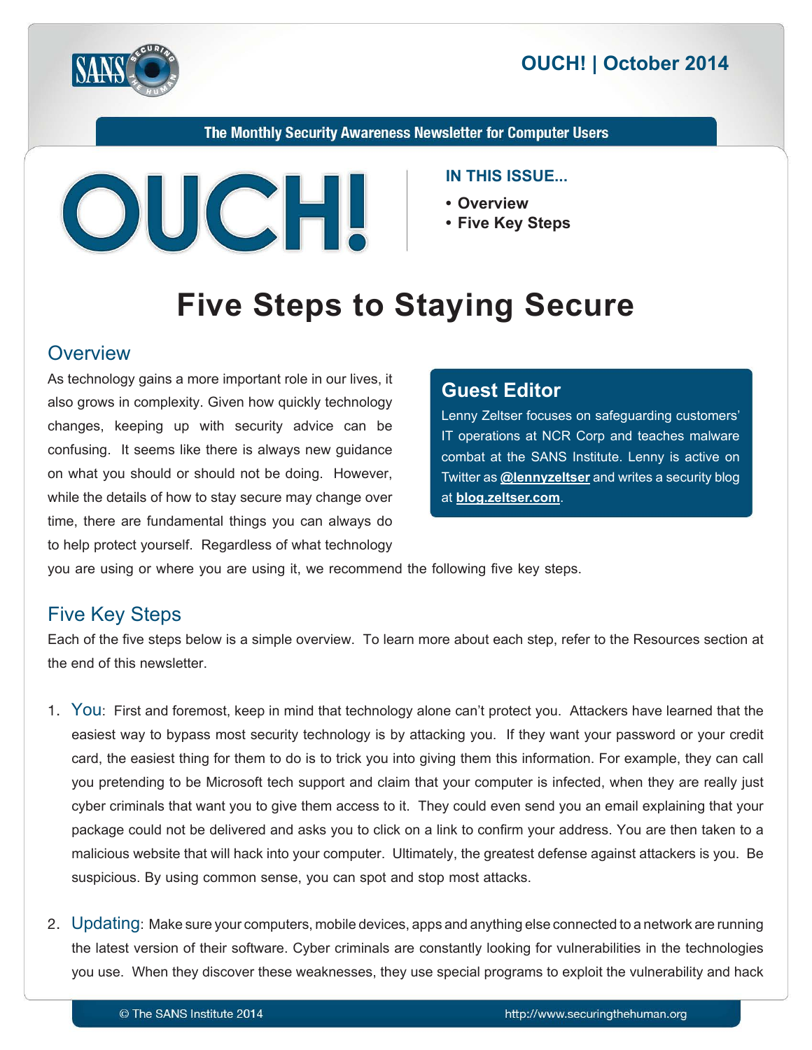# OUCH! | October 2014

The Monthly Security Awareness Newsletter for Computer Users

**IN THIS ISSUE...**

- **Overview**
- **Five Key Steps**

# Five Steps to Staying Secure

## Overview

As technology gains a more important role in our lives, it also grows in complexity. Given how quickly technology changes, keeping up with security advice can be confusing. It seems like there is always new guidance on what you should or should not be doing. However, while the details of how to stay secure may change over time, there are fundamental things you can always do to help protect yourself. Regardless of what technology you are using or where you are using it, we recommend the following five key steps.

### Guest Editor

Lenny Zeltser focuses on safeguarding customers' IT operations at NCR Corp and teaches malware combat at the SANS Institute. Lenny is active on Twitter as **@lennyzeltser** and writes a security blog at **blog.zeltser.com**.

## Five Key Steps

Each of the five steps below is a simple overview. To learn more about each step, refer to the Resources section at the end of this newsletter.

1. You: First and foremost, keep in mind that technology alone can't protect you. Attackers have learned that the easiest way to bypass most security technology is by attacking you. If they want your password or your credit card, the easiest thing for them to do is to trick you into giving them this information. For example, they can call you pretending to be Microsoft tech support and claim that your computer is infected, when they are really just cyber criminals that want you to give them access to it. They could even send you an email explaining that your package could not be delivered and asks you to click on a link to confirm your address. You are then taken to a malicious website that will hack into your computer. Ultimately, the greatest defense against attackers is you. Be suspicious. By using common sense, you can spot and stop most attacks.

2. Updating: Make sure your computers, mobile devices, apps and anything else connected to a network are running the latest version of their software. Cyber criminals are constantly looking for vulnerabilities in the technologies you use. When they discover these weaknesses, they use special programs to exploit the vulnerability and hack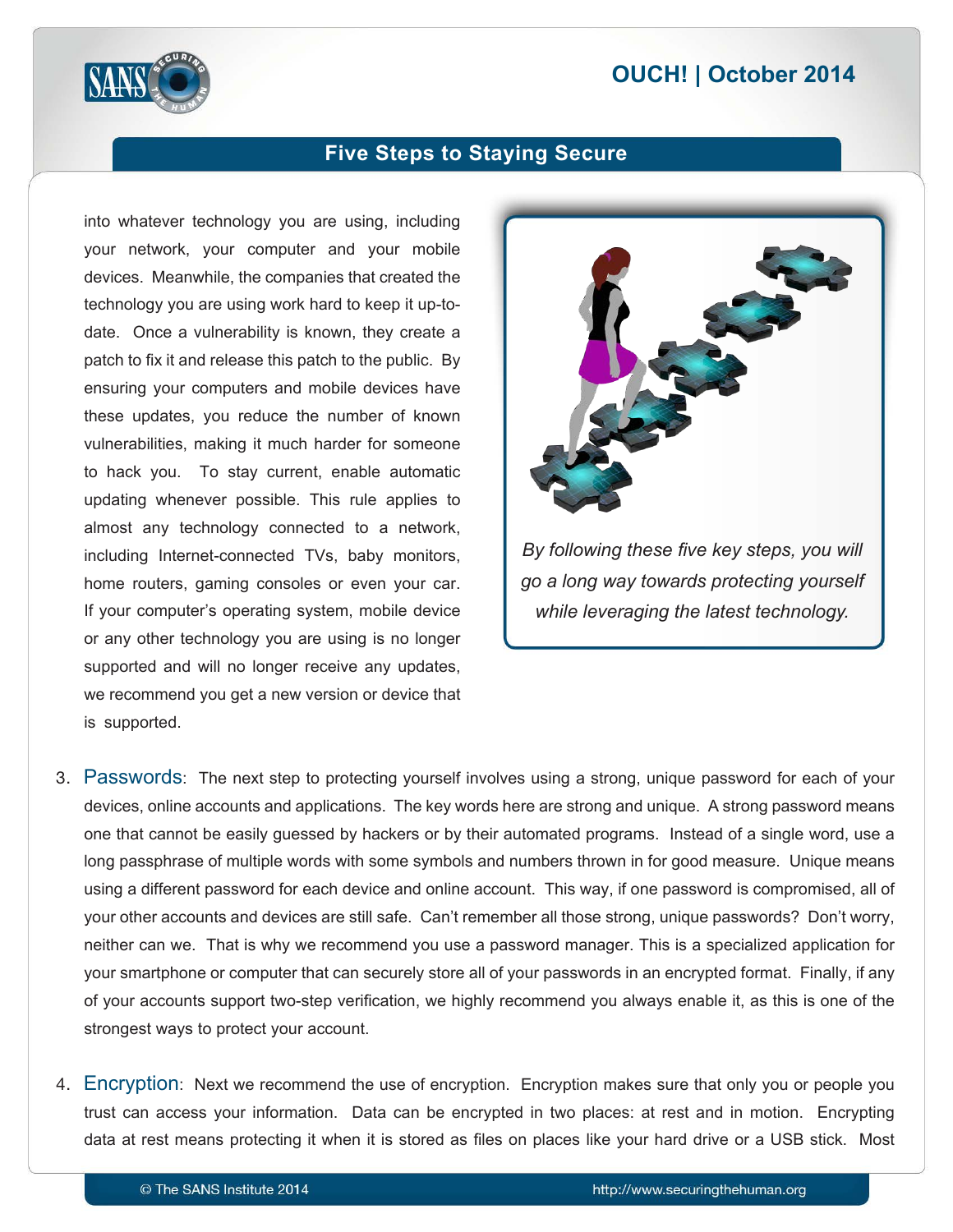into whatever technology you are using, including your network, your computer and your mobile devices. Meanwhile, the companies that created the technology you are using work hard to keep it up-to-date. Once a vulnerability is known, they create a patch to fix it and release this patch to the public. By ensuring your computers and mobile devices have these updates, you reduce the number of known vulnerabilities, making it much harder for someone to hack you. To stay current, enable automatic updating whenever possible. This rule applies to almost any technology connected to a network, including Internet-connected TVs, baby monitors, home routers, gaming consoles or even your car. If your computer's operating system, mobile device or any other technology you are using is no longer supported and will no longer receive any updates, we recommend you get a new version or device that is supported.

*By following these five key steps, you will go a long way towards protecting yourself while leveraging the latest technology.*

3. **Passwords**: The next step to protecting yourself involves using a strong, unique password for each of your devices, online accounts and applications. The key words here are strong and unique. A strong password means one that cannot be easily guessed by hackers or by their automated programs. Instead of a single word, use a long passphrase of multiple words with some symbols and numbers thrown in for good measure. Unique means using a different password for each device and online account. This way, if one password is compromised, all of your other accounts and devices are still safe. Can't remember all those strong, unique passwords? Don't worry, neither can we. That is why we recommend you use a password manager. This is a specialized application for your smartphone or computer that can securely store all of your passwords in an encrypted format. Finally, if any of your accounts support two-step verification, we highly recommend you always enable it, as this is one of the strongest ways to protect your account.

4. **Encryption**: Next we recommend the use of encryption. Encryption makes sure that only you or people you trust can access your information. Data can be encrypted in two places: at rest and in motion. Encrypting data at rest means protecting it when it is stored as files on places like your hard drive or a USB stick. Most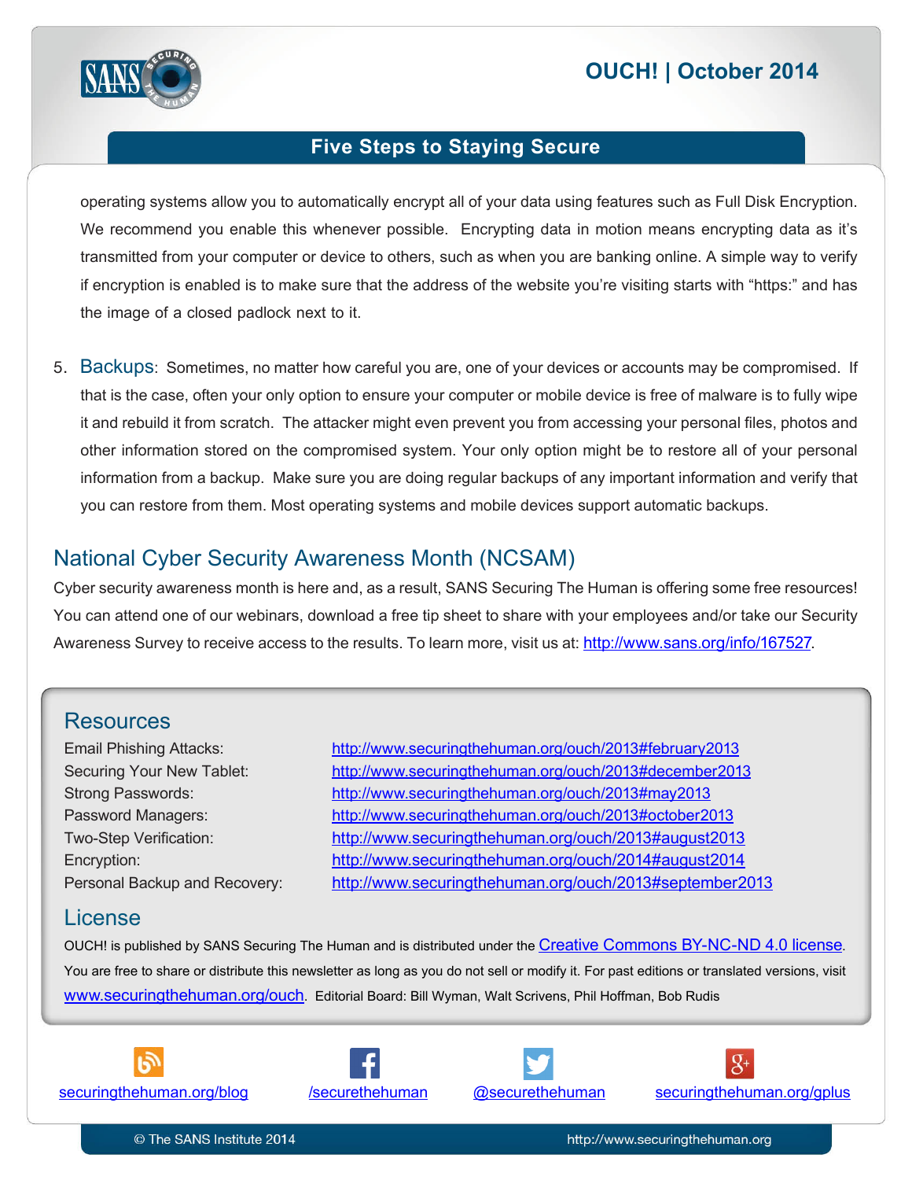operating systems allow you to automatically encrypt all of your data using features such as Full Disk Encryption. We recommend you enable this whenever possible. Encrypting data in motion means encrypting data as it's transmitted from your computer or device to others, such as when you are banking online. A simple way to verify if encryption is enabled is to make sure that the address of the website you're visiting starts with "https:" and has the image of a closed padlock next to it.

5. Backups: Sometimes, no matter how careful you are, one of your devices or accounts may be compromised. If that is the case, often your only option to ensure your computer or mobile device is free of malware is to fully wipe it and rebuild it from scratch. The attacker might even prevent you from accessing your personal files, photos and other information stored on the compromised system. Your only option might be to restore all of your personal information from a backup. Make sure you are doing regular backups of any important information and verify that you can restore from them. Most operating systems and mobile devices support automatic backups.

## National Cyber Security Awareness Month (NCSAM)

Cyber security awareness month is here and, as a result, SANS Securing The Human is offering some free resources! You can attend one of our webinars, download a free tip sheet to share with your employees and/or take our Security Awareness Survey to receive access to the results. To learn more, visit us at: http://www.sans.org/info/167527.

## Resources

| | |
|---|---|
| Email Phishing Attacks: | http://www.securingthehuman.org/ouch/2013#february2013 |
| Securing Your New Tablet: | http://www.securingthehuman.org/ouch/2013#december2013 |
| Strong Passwords: | http://www.securingthehuman.org/ouch/2013#may2013 |
| Password Managers: | http://www.securingthehuman.org/ouch/2013#october2013 |
| Two-Step Verification: | http://www.securingthehuman.org/ouch/2013#august2013 |
| Encryption: | http://www.securingthehuman.org/ouch/2014#august2014 |
| Personal Backup and Recovery: | http://www.securingthehuman.org/ouch/2013#september2013 |

## License

OUCH! is published by SANS Securing The Human and is distributed under the Creative Commons BY-NC-ND 4.0 license. You are free to share or distribute this newsletter as long as you do not sell or modify it. For past editions or translated versions, visit www.securingthehuman.org/ouch. Editorial Board: Bill Wyman, Walt Scrivens, Phil Hoffman, Bob Rudis

securingthehuman.org/blog | /securethehuman | @securethehuman | securingthehuman.org/gplus